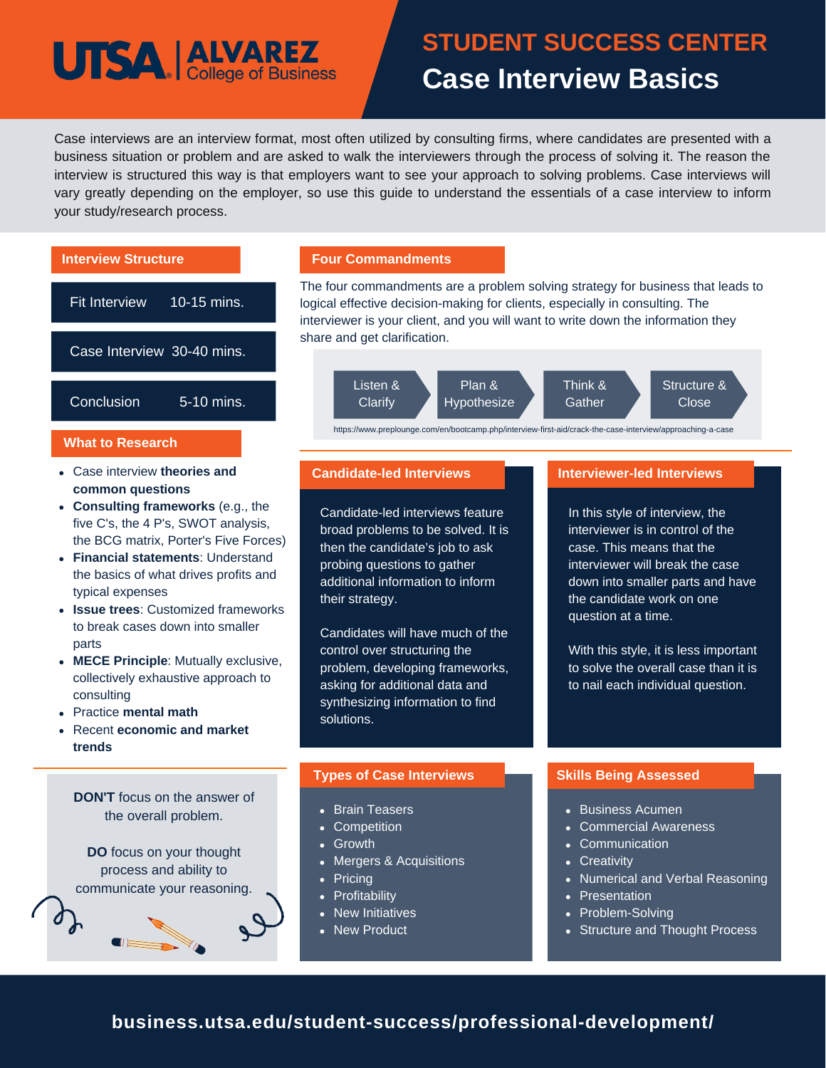# STUDENT SUCCESS CENTER

# Case Interview Basics

Case interviews are an interview format, most often utilized by consulting firms, where candidates are presented with a business situation or problem and are asked to walk the interviewers through the process of solving it. The reason the interview is structured this way is that employers want to see your approach to solving problems. Case interviews will vary greatly depending on the employer, so use this guide to understand the essentials of a case interview to inform your study/research process.

## Interview Structure

| Section | Duration |
| --- | --- |
| Fit Interview | 10-15 mins. |
| Case Interview | 30-40 mins. |
| Conclusion | 5-10 mins. |

## What to Research

- Case interview **theories and common questions**
- **Consulting frameworks** (e.g., the five C's, the 4 P's, SWOT analysis, the BCG matrix, Porter's Five Forces)
- **Financial statements**: Understand the basics of what drives profits and typical expenses
- **Issue trees**: Customized frameworks to break cases down into smaller parts
- **MECE Principle**: Mutually exclusive, collectively exhaustive approach to consulting
- Practice **mental math**
- Recent **economic and market trends**

**DON'T** focus on the answer of the overall problem.

**DO** focus on your thought process and ability to communicate your reasoning.

## Four Commandments

The four commandments are a problem solving strategy for business that leads to logical effective decision-making for clients, especially in consulting. The interviewer is your client, and you will want to write down the information they share and get clarification.

Listen & Clarify → Plan & Hypothesize → Think & Gather → Structure & Close

https://www.preplounge.com/en/bootcamp.php/interview-first-aid/crack-the-case-interview/approaching-a-case

## Candidate-led Interviews

Candidate-led interviews feature broad problems to be solved. It is then the candidate's job to ask probing questions to gather additional information to inform their strategy.

Candidates will have much of the control over structuring the problem, developing frameworks, asking for additional data and synthesizing information to find solutions.

## Interviewer-led Interviews

In this style of interview, the interviewer is in control of the case. This means that the interviewer will break the case down into smaller parts and have the candidate work on one question at a time.

With this style, it is less important to solve the overall case than it is to nail each individual question.

## Types of Case Interviews

- Brain Teasers
- Competition
- Growth
- Mergers & Acquisitions
- Pricing
- Profitability
- New Initiatives
- New Product

## Skills Being Assessed

- Business Acumen
- Commercial Awareness
- Communication
- Creativity
- Numerical and Verbal Reasoning
- Presentation
- Problem-Solving
- Structure and Thought Process

**business.utsa.edu/student-success/professional-development/**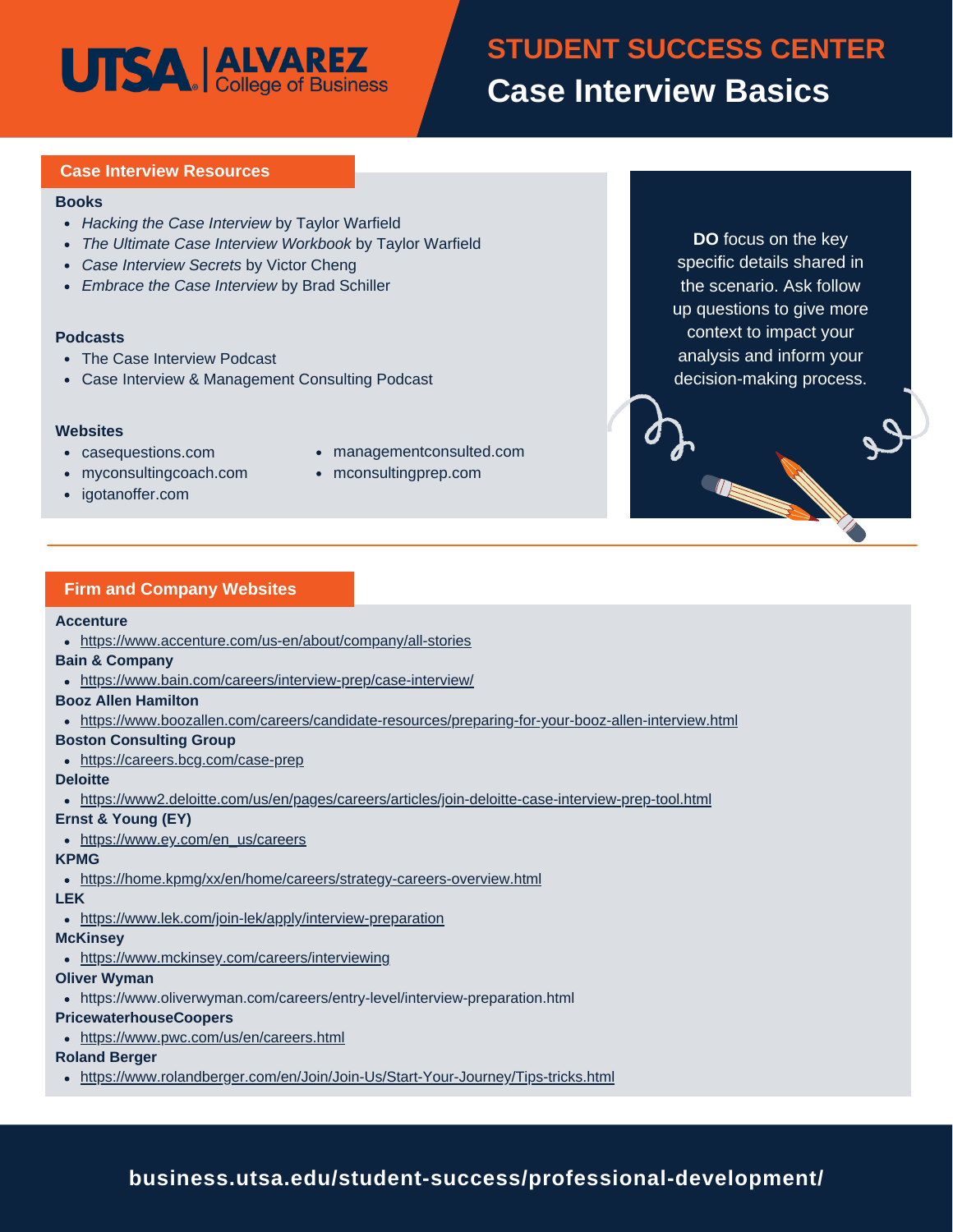# STUDENT SUCCESS CENTER
# Case Interview Basics

## Case Interview Resources

### Books

- *Hacking the Case Interview* by Taylor Warfield
- *The Ultimate Case Interview Workbook* by Taylor Warfield
- *Case Interview Secrets* by Victor Cheng
- *Embrace the Case Interview* by Brad Schiller

### Podcasts

- The Case Interview Podcast
- Case Interview & Management Consulting Podcast

### Websites

- casequestions.com
- myconsultingcoach.com
- igotanoffer.com
- managementconsulted.com
- mconsultingprep.com

**DO** focus on the key specific details shared in the scenario. Ask follow up questions to give more context to impact your analysis and inform your decision-making process.

## Firm and Company Websites

**Accenture**
- https://www.accenture.com/us-en/about/company/all-stories

**Bain & Company**
- https://www.bain.com/careers/interview-prep/case-interview/

**Booz Allen Hamilton**
- https://www.boozallen.com/careers/candidate-resources/preparing-for-your-booz-allen-interview.html

**Boston Consulting Group**
- https://careers.bcg.com/case-prep

**Deloitte**
- https://www2.deloitte.com/us/en/pages/careers/articles/join-deloitte-case-interview-prep-tool.html

**Ernst & Young (EY)**
- https://www.ey.com/en_us/careers

**KPMG**
- https://home.kpmg/xx/en/home/careers/strategy-careers-overview.html

**LEK**
- https://www.lek.com/join-lek/apply/interview-preparation

**McKinsey**
- https://www.mckinsey.com/careers/interviewing

**Oliver Wyman**
- https://www.oliverwyman.com/careers/entry-level/interview-preparation.html

**PricewaterhouseCoopers**
- https://www.pwc.com/us/en/careers.html

**Roland Berger**
- https://www.rolandberger.com/en/Join/Join-Us/Start-Your-Journey/Tips-tricks.html

**business.utsa.edu/student-success/professional-development/**